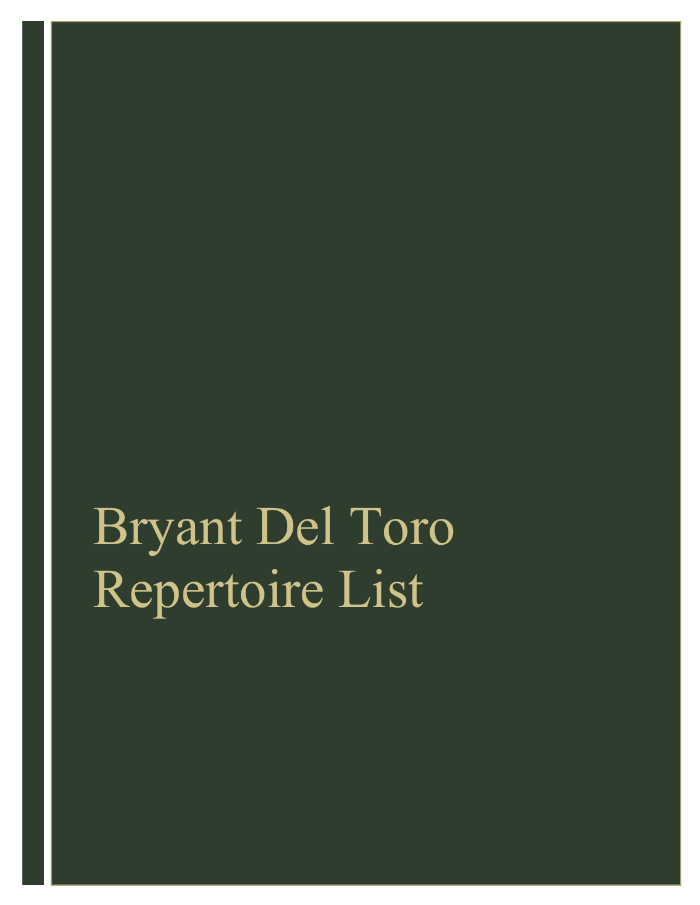# Bryant Del Toro Repertoire List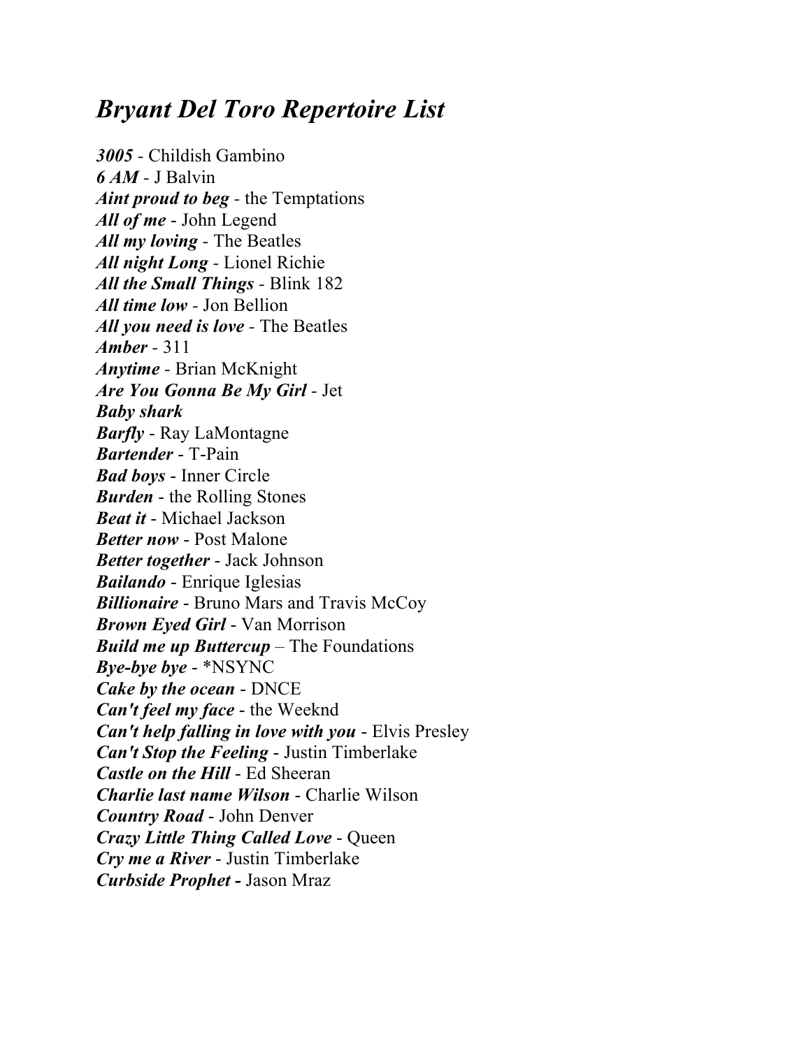# *Bryant Del Toro Repertoire List*

***3005*** - Childish Gambino  
***6 AM*** - J Balvin  
***Aint proud to beg*** - the Temptations  
***All of me*** - John Legend  
***All my loving*** - The Beatles  
***All night Long*** - Lionel Richie  
***All the Small Things*** - Blink 182  
***All time low*** - Jon Bellion  
***All you need is love*** - The Beatles  
***Amber*** - 311  
***Anytime*** - Brian McKnight  
***Are You Gonna Be My Girl*** - Jet  
***Baby shark***  
***Barfly*** - Ray LaMontagne  
***Bartender*** - T-Pain  
***Bad boys*** - Inner Circle  
***Burden*** - the Rolling Stones  
***Beat it*** - Michael Jackson  
***Better now*** - Post Malone  
***Better together*** - Jack Johnson  
***Bailando*** - Enrique Iglesias  
***Billionaire*** - Bruno Mars and Travis McCoy  
***Brown Eyed Girl*** - Van Morrison  
***Build me up Buttercup*** – The Foundations  
***Bye-bye bye*** - *NSYNC  
***Cake by the ocean*** - DNCE  
***Can't feel my face*** - the Weeknd  
***Can't help falling in love with you*** - Elvis Presley  
***Can't Stop the Feeling*** - Justin Timberlake  
***Castle on the Hill*** - Ed Sheeran  
***Charlie last name Wilson*** - Charlie Wilson  
***Country Road*** - John Denver  
***Crazy Little Thing Called Love*** - Queen  
***Cry me a River*** - Justin Timberlake  
***Curbside Prophet -*** Jason Mraz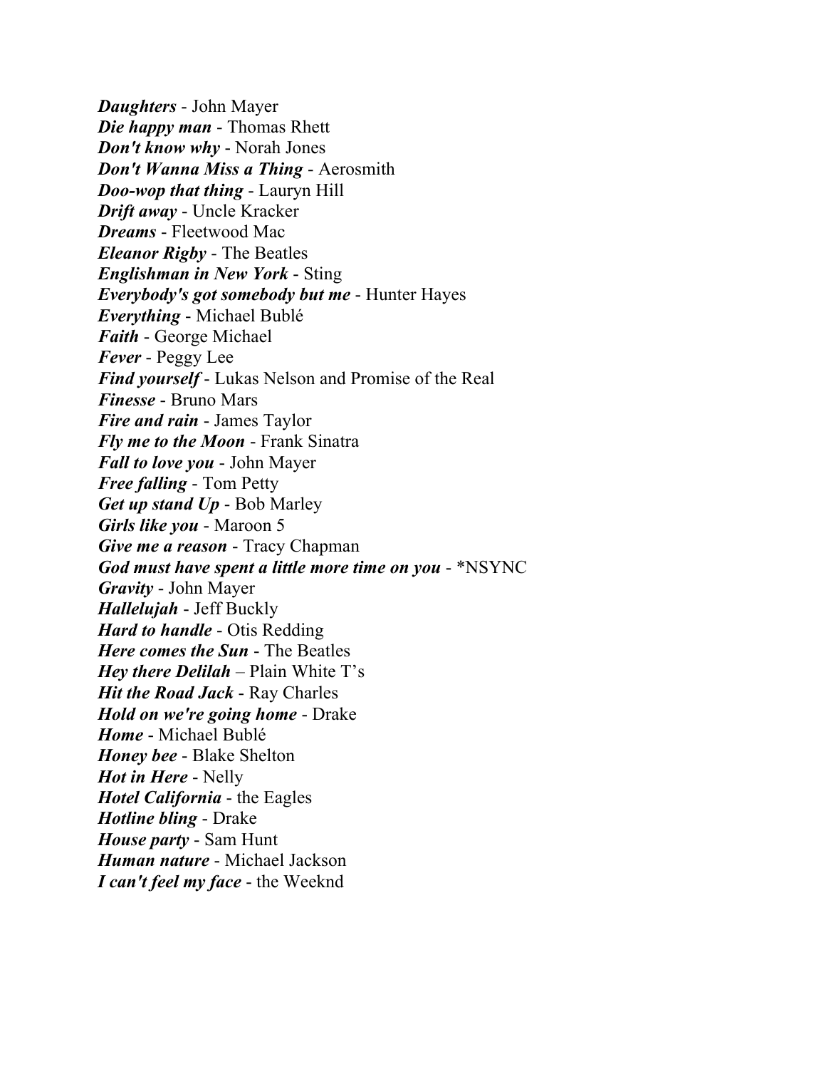***Daughters*** - John Mayer
***Die happy man*** - Thomas Rhett
***Don't know why*** - Norah Jones
***Don't Wanna Miss a Thing*** - Aerosmith
***Doo-wop that thing*** - Lauryn Hill
***Drift away*** - Uncle Kracker
***Dreams*** - Fleetwood Mac
***Eleanor Rigby*** - The Beatles
***Englishman in New York*** - Sting
***Everybody's got somebody but me*** - Hunter Hayes
***Everything*** - Michael Bublé
***Faith*** - George Michael
***Fever*** - Peggy Lee
***Find yourself*** - Lukas Nelson and Promise of the Real
***Finesse*** - Bruno Mars
***Fire and rain*** - James Taylor
***Fly me to the Moon*** - Frank Sinatra
***Fall to love you*** - John Mayer
***Free falling*** - Tom Petty
***Get up stand Up*** - Bob Marley
***Girls like you*** - Maroon 5
***Give me a reason*** - Tracy Chapman
***God must have spent a little more time on you*** - *NSYNC
***Gravity*** - John Mayer
***Hallelujah*** - Jeff Buckly
***Hard to handle*** - Otis Redding
***Here comes the Sun*** - The Beatles
***Hey there Delilah*** – Plain White T's
***Hit the Road Jack*** - Ray Charles
***Hold on we're going home*** - Drake
***Home*** - Michael Bublé
***Honey bee*** - Blake Shelton
***Hot in Here*** - Nelly
***Hotel California*** - the Eagles
***Hotline bling*** - Drake
***House party*** - Sam Hunt
***Human nature*** - Michael Jackson
***I can't feel my face*** - the Weeknd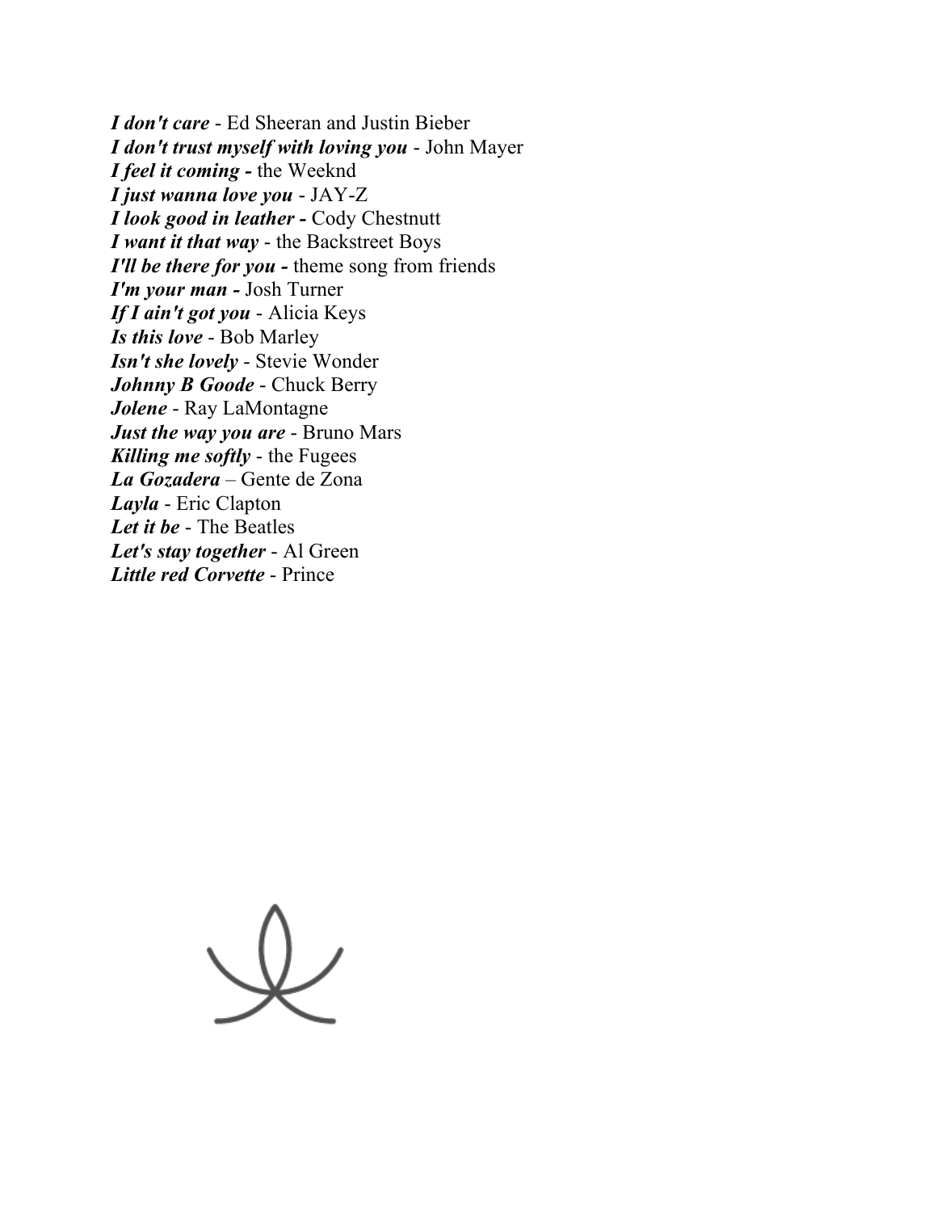***I don't care*** - Ed Sheeran and Justin Bieber
***I don't trust myself with loving you*** - John Mayer
***I feel it coming -*** the Weeknd
***I just wanna love you*** - JAY-Z
***I look good in leather -*** Cody Chestnutt
***I want it that way*** - the Backstreet Boys
***I'll be there for you -*** theme song from friends
***I'm your man -*** Josh Turner
***If I ain't got you*** - Alicia Keys
***Is this love*** - Bob Marley
***Isn't she lovely*** - Stevie Wonder
***Johnny B Goode*** - Chuck Berry
***Jolene*** - Ray LaMontagne
***Just the way you are*** - Bruno Mars
***Killing me softly*** - the Fugees
***La Gozadera*** – Gente de Zona
***Layla*** - Eric Clapton
***Let it be*** - The Beatles
***Let's stay together*** - Al Green
***Little red Corvette*** - Prince